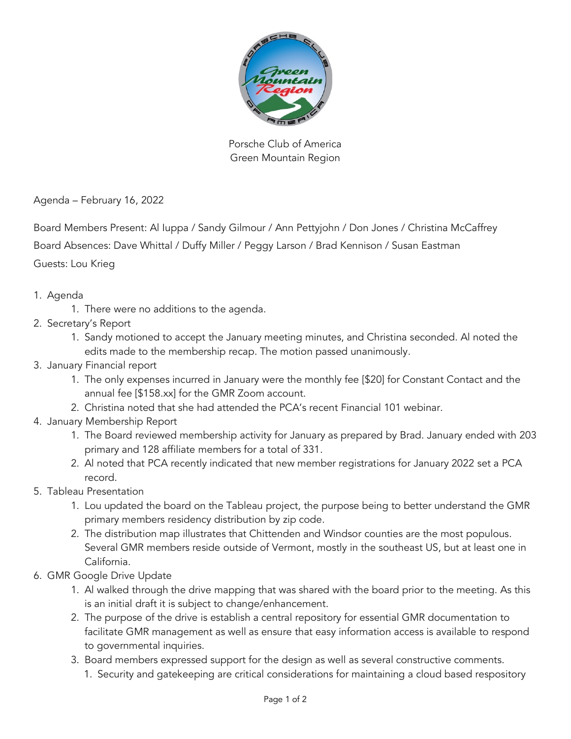Porsche Club of America
Green Mountain Region

Agenda – February 16, 2022

Board Members Present: Al Iuppa / Sandy Gilmour / Ann Pettyjohn / Don Jones / Christina McCaffrey

Board Absences: Dave Whittal / Duffy Miller / Peggy Larson / Brad Kennison / Susan Eastman

Guests: Lou Krieg

1. Agenda
    1. There were no additions to the agenda.
2. Secretary's Report
    1. Sandy motioned to accept the January meeting minutes, and Christina seconded. Al noted the edits made to the membership recap. The motion passed unanimously.
3. January Financial report
    1. The only expenses incurred in January were the monthly fee [$20] for Constant Contact and the annual fee [$158.xx] for the GMR Zoom account.
    2. Christina noted that she had attended the PCA's recent Financial 101 webinar.
4. January Membership Report
    1. The Board reviewed membership activity for January as prepared by Brad. January ended with 203 primary and 128 affiliate members for a total of 331.
    2. Al noted that PCA recently indicated that new member registrations for January 2022 set a PCA record.
5. Tableau Presentation
    1. Lou updated the board on the Tableau project, the purpose being to better understand the GMR primary members residency distribution by zip code.
    2. The distribution map illustrates that Chittenden and Windsor counties are the most populous. Several GMR members reside outside of Vermont, mostly in the southeast US, but at least one in California.
6. GMR Google Drive Update
    1. Al walked through the drive mapping that was shared with the board prior to the meeting. As this is an initial draft it is subject to change/enhancement.
    2. The purpose of the drive is establish a central repository for essential GMR documentation to facilitate GMR management as well as ensure that easy information access is available to respond to governmental inquiries.
    3. Board members expressed support for the design as well as several constructive comments.
        1. Security and gatekeeping are critical considerations for maintaining a cloud based respository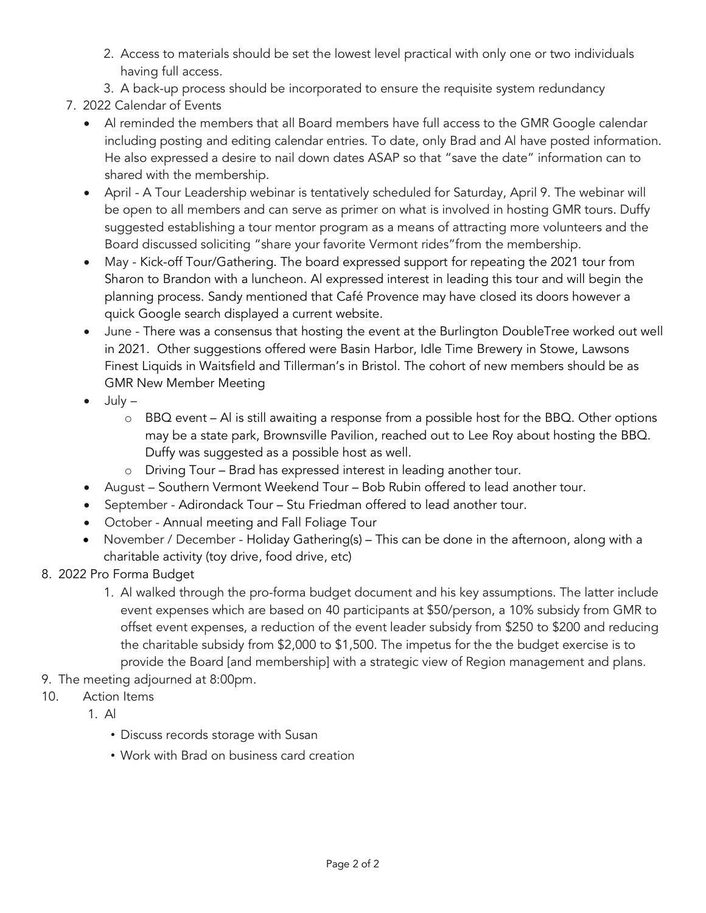2. Access to materials should be set the lowest level practical with only one or two individuals having full access.
3. A back-up process should be incorporated to ensure the requisite system redundancy

7. 2022 Calendar of Events
   - Al reminded the members that all Board members have full access to the GMR Google calendar including posting and editing calendar entries. To date, only Brad and Al have posted information. He also expressed a desire to nail down dates ASAP so that "save the date" information can to shared with the membership.
   - April - A Tour Leadership webinar is tentatively scheduled for Saturday, April 9. The webinar will be open to all members and can serve as primer on what is involved in hosting GMR tours. Duffy suggested establishing a tour mentor program as a means of attracting more volunteers and the Board discussed soliciting "share your favorite Vermont rides"from the membership.
   - May - Kick-off Tour/Gathering. The board expressed support for repeating the 2021 tour from Sharon to Brandon with a luncheon. Al expressed interest in leading this tour and will begin the planning process. Sandy mentioned that Café Provence may have closed its doors however a quick Google search displayed a current website.
   - June - There was a consensus that hosting the event at the Burlington DoubleTree worked out well in 2021. Other suggestions offered were Basin Harbor, Idle Time Brewery in Stowe, Lawsons Finest Liquids in Waitsfield and Tillerman's in Bristol. The cohort of new members should be as GMR New Member Meeting
   - July –
     - BBQ event – Al is still awaiting a response from a possible host for the BBQ. Other options may be a state park, Brownsville Pavilion, reached out to Lee Roy about hosting the BBQ. Duffy was suggested as a possible host as well.
     - Driving Tour – Brad has expressed interest in leading another tour.
   - August – Southern Vermont Weekend Tour – Bob Rubin offered to lead another tour.
   - September - Adirondack Tour – Stu Friedman offered to lead another tour.
   - October - Annual meeting and Fall Foliage Tour
   - November / December - Holiday Gathering(s) – This can be done in the afternoon, along with a charitable activity (toy drive, food drive, etc)

8. 2022 Pro Forma Budget
   1. Al walked through the pro-forma budget document and his key assumptions. The latter include event expenses which are based on 40 participants at $50/person, a 10% subsidy from GMR to offset event expenses, a reduction of the event leader subsidy from $250 to $200 and reducing the charitable subsidy from $2,000 to $1,500. The impetus for the the budget exercise is to provide the Board [and membership] with a strategic view of Region management and plans.

9. The meeting adjourned at 8:00pm.

10. Action Items
    1. Al
       - Discuss records storage with Susan
       - Work with Brad on business card creation